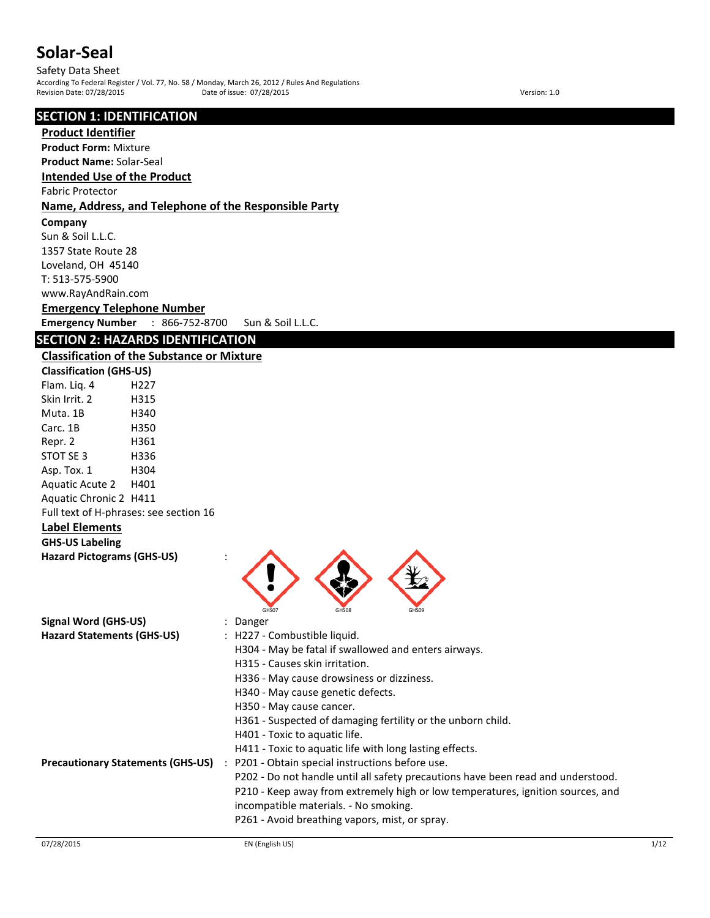# Solar-Seal

Safety Data Sheet

According To Federal Register / Vol. 77, No. 58 / Monday, March 26, 2012 / Rules And Regulations

Revision Date: 07/28/2015 Date of issue: 07/28/2015 Version: 1.0

## SECTION 1: IDENTIFICATION

### Product Identifier

**Product Form:** Mixture

**Product Name:** Solar-Seal

### Intended Use of the Product

Fabric Protector

### Name, Address, and Telephone of the Responsible Party

**Company**

Sun & Soil L.L.C.
1357 State Route 28
Loveland, OH 45140
T: 513-575-5900
www.RayAndRain.com

### Emergency Telephone Number

**Emergency Number** : 866-752-8700 Sun & Soil L.L.C.

## SECTION 2: HAZARDS IDENTIFICATION

### Classification of the Substance or Mixture

**Classification (GHS-US)**

| | |
|---|---|
| Flam. Liq. 4 | H227 |
| Skin Irrit. 2 | H315 |
| Muta. 1B | H340 |
| Carc. 1B | H350 |
| Repr. 2 | H361 |
| STOT SE 3 | H336 |
| Asp. Tox. 1 | H304 |
| Aquatic Acute 2 | H401 |
| Aquatic Chronic 2 | H411 |

Full text of H-phrases: see section 16

### Label Elements

**GHS-US Labeling**

**Hazard Pictograms (GHS-US)** :

GHS07 GHS08 GHS09

**Signal Word (GHS-US)** : Danger

**Hazard Statements (GHS-US)** :
H227 - Combustible liquid.
H304 - May be fatal if swallowed and enters airways.
H315 - Causes skin irritation.
H336 - May cause drowsiness or dizziness.
H340 - May cause genetic defects.
H350 - May cause cancer.
H361 - Suspected of damaging fertility or the unborn child.
H401 - Toxic to aquatic life.
H411 - Toxic to aquatic life with long lasting effects.

**Precautionary Statements (GHS-US)** :
P201 - Obtain special instructions before use.
P202 - Do not handle until all safety precautions have been read and understood.
P210 - Keep away from extremely high or low temperatures, ignition sources, and incompatible materials. - No smoking.
P261 - Avoid breathing vapors, mist, or spray.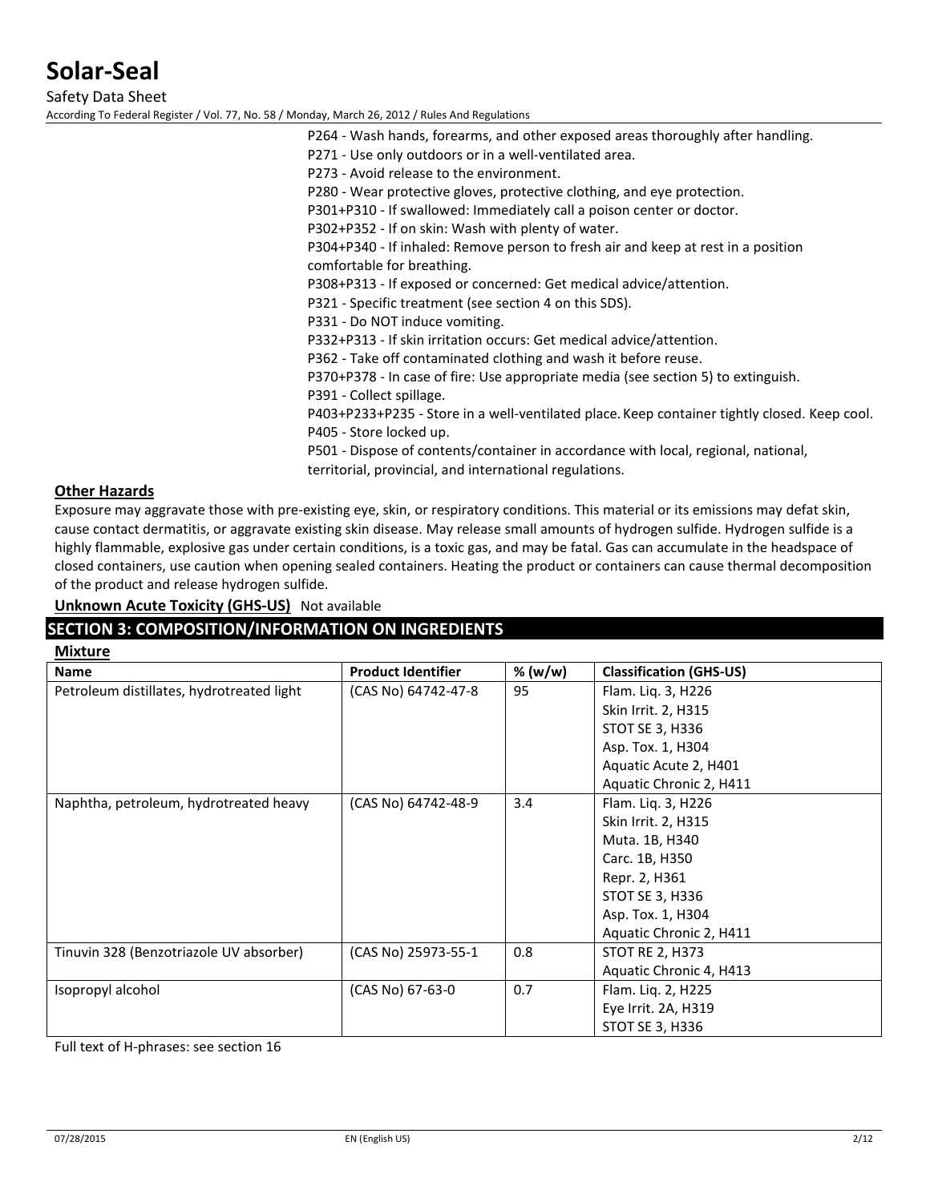P264 - Wash hands, forearms, and other exposed areas thoroughly after handling.
P271 - Use only outdoors or in a well-ventilated area.
P273 - Avoid release to the environment.
P280 - Wear protective gloves, protective clothing, and eye protection.
P301+P310 - If swallowed: Immediately call a poison center or doctor.
P302+P352 - If on skin: Wash with plenty of water.
P304+P340 - If inhaled: Remove person to fresh air and keep at rest in a position comfortable for breathing.
P308+P313 - If exposed or concerned: Get medical advice/attention.
P321 - Specific treatment (see section 4 on this SDS).
P331 - Do NOT induce vomiting.
P332+P313 - If skin irritation occurs: Get medical advice/attention.
P362 - Take off contaminated clothing and wash it before reuse.
P370+P378 - In case of fire: Use appropriate media (see section 5) to extinguish.
P391 - Collect spillage.
P403+P233+P235 - Store in a well-ventilated place. Keep container tightly closed. Keep cool.
P405 - Store locked up.
P501 - Dispose of contents/container in accordance with local, regional, national, territorial, provincial, and international regulations.

**Other Hazards**

Exposure may aggravate those with pre-existing eye, skin, or respiratory conditions. This material or its emissions may defat skin, cause contact dermatitis, or aggravate existing skin disease. May release small amounts of hydrogen sulfide. Hydrogen sulfide is a highly flammable, explosive gas under certain conditions, is a toxic gas, and may be fatal. Gas can accumulate in the headspace of closed containers, use caution when opening sealed containers. Heating the product or containers can cause thermal decomposition of the product and release hydrogen sulfide.

**Unknown Acute Toxicity (GHS-US)** Not available

## SECTION 3: COMPOSITION/INFORMATION ON INGREDIENTS

**Mixture**

| Name | Product Identifier | % (w/w) | Classification (GHS-US) |
|---|---|---|---|
| Petroleum distillates, hydrotreated light | (CAS No) 64742-47-8 | 95 | Flam. Liq. 3, H226<br>Skin Irrit. 2, H315<br>STOT SE 3, H336<br>Asp. Tox. 1, H304<br>Aquatic Acute 2, H401<br>Aquatic Chronic 2, H411 |
| Naphtha, petroleum, hydrotreated heavy | (CAS No) 64742-48-9 | 3.4 | Flam. Liq. 3, H226<br>Skin Irrit. 2, H315<br>Muta. 1B, H340<br>Carc. 1B, H350<br>Repr. 2, H361<br>STOT SE 3, H336<br>Asp. Tox. 1, H304<br>Aquatic Chronic 2, H411 |
| Tinuvin 328 (Benzotriazole UV absorber) | (CAS No) 25973-55-1 | 0.8 | STOT RE 2, H373<br>Aquatic Chronic 4, H413 |
| Isopropyl alcohol | (CAS No) 67-63-0 | 0.7 | Flam. Liq. 2, H225<br>Eye Irrit. 2A, H319<br>STOT SE 3, H336 |

Full text of H-phrases: see section 16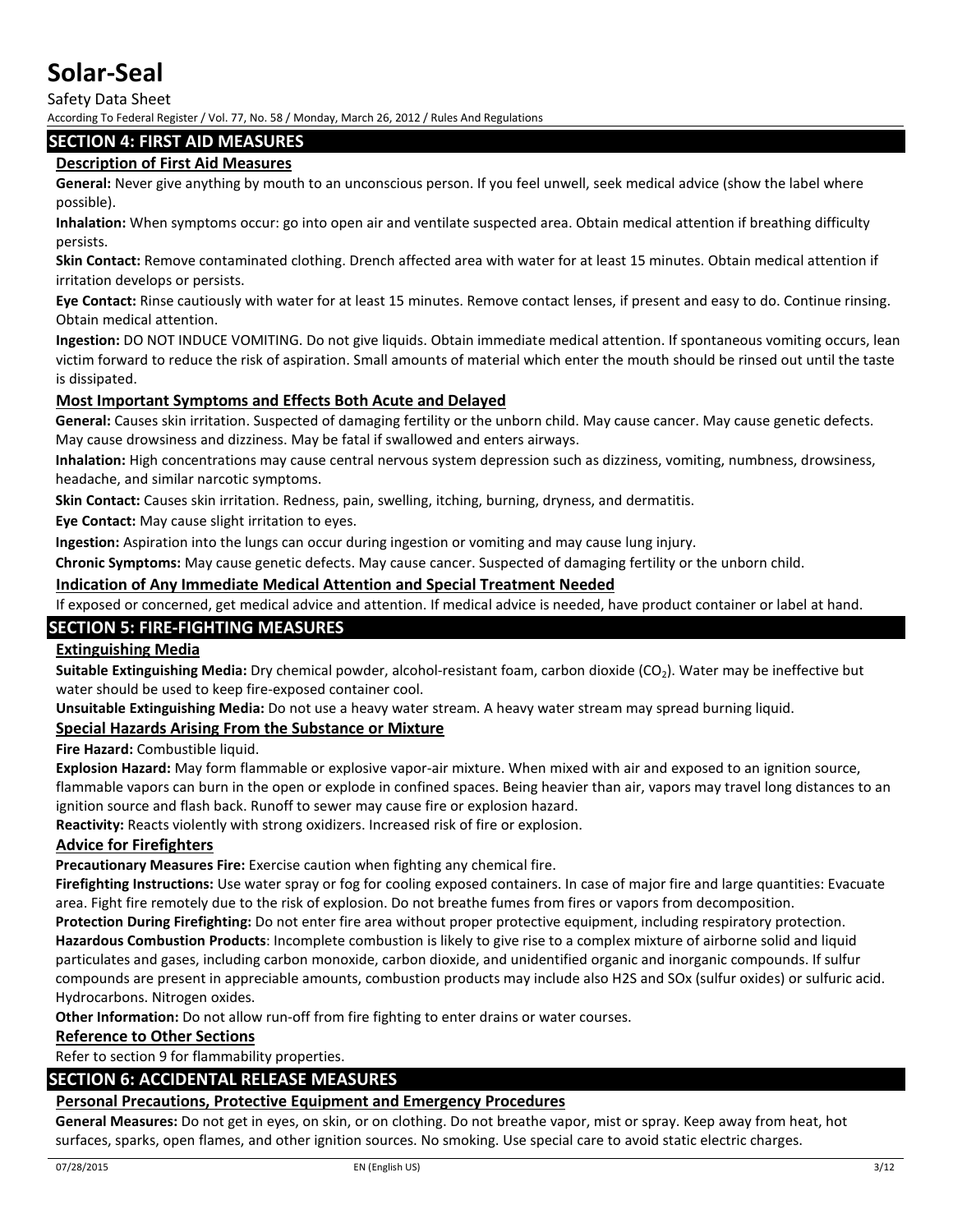## SECTION 4: FIRST AID MEASURES

### Description of First Aid Measures

**General:** Never give anything by mouth to an unconscious person. If you feel unwell, seek medical advice (show the label where possible).

**Inhalation:** When symptoms occur: go into open air and ventilate suspected area. Obtain medical attention if breathing difficulty persists.

**Skin Contact:** Remove contaminated clothing. Drench affected area with water for at least 15 minutes. Obtain medical attention if irritation develops or persists.

**Eye Contact:** Rinse cautiously with water for at least 15 minutes. Remove contact lenses, if present and easy to do. Continue rinsing. Obtain medical attention.

**Ingestion:** DO NOT INDUCE VOMITING. Do not give liquids. Obtain immediate medical attention. If spontaneous vomiting occurs, lean victim forward to reduce the risk of aspiration. Small amounts of material which enter the mouth should be rinsed out until the taste is dissipated.

### Most Important Symptoms and Effects Both Acute and Delayed

**General:** Causes skin irritation. Suspected of damaging fertility or the unborn child. May cause cancer. May cause genetic defects. May cause drowsiness and dizziness. May be fatal if swallowed and enters airways.

**Inhalation:** High concentrations may cause central nervous system depression such as dizziness, vomiting, numbness, drowsiness, headache, and similar narcotic symptoms.

**Skin Contact:** Causes skin irritation. Redness, pain, swelling, itching, burning, dryness, and dermatitis.

**Eye Contact:** May cause slight irritation to eyes.

**Ingestion:** Aspiration into the lungs can occur during ingestion or vomiting and may cause lung injury.

**Chronic Symptoms:** May cause genetic defects. May cause cancer. Suspected of damaging fertility or the unborn child.

### Indication of Any Immediate Medical Attention and Special Treatment Needed

If exposed or concerned, get medical advice and attention. If medical advice is needed, have product container or label at hand.

## SECTION 5: FIRE-FIGHTING MEASURES

### Extinguishing Media

**Suitable Extinguishing Media:** Dry chemical powder, alcohol-resistant foam, carbon dioxide ($CO_2$). Water may be ineffective but water should be used to keep fire-exposed container cool.

**Unsuitable Extinguishing Media:** Do not use a heavy water stream. A heavy water stream may spread burning liquid.

### Special Hazards Arising From the Substance or Mixture

**Fire Hazard:** Combustible liquid.

**Explosion Hazard:** May form flammable or explosive vapor-air mixture. When mixed with air and exposed to an ignition source, flammable vapors can burn in the open or explode in confined spaces. Being heavier than air, vapors may travel long distances to an ignition source and flash back. Runoff to sewer may cause fire or explosion hazard.

**Reactivity:** Reacts violently with strong oxidizers. Increased risk of fire or explosion.

### Advice for Firefighters

**Precautionary Measures Fire:** Exercise caution when fighting any chemical fire.

**Firefighting Instructions:** Use water spray or fog for cooling exposed containers. In case of major fire and large quantities: Evacuate area. Fight fire remotely due to the risk of explosion. Do not breathe fumes from fires or vapors from decomposition.

**Protection During Firefighting:** Do not enter fire area without proper protective equipment, including respiratory protection.

**Hazardous Combustion Products**: Incomplete combustion is likely to give rise to a complex mixture of airborne solid and liquid particulates and gases, including carbon monoxide, carbon dioxide, and unidentified organic and inorganic compounds. If sulfur compounds are present in appreciable amounts, combustion products may include also H2S and SOx (sulfur oxides) or sulfuric acid. Hydrocarbons. Nitrogen oxides.

**Other Information:** Do not allow run-off from fire fighting to enter drains or water courses.

### Reference to Other Sections

Refer to section 9 for flammability properties.

## SECTION 6: ACCIDENTAL RELEASE MEASURES

### Personal Precautions, Protective Equipment and Emergency Procedures

**General Measures:** Do not get in eyes, on skin, or on clothing. Do not breathe vapor, mist or spray. Keep away from heat, hot surfaces, sparks, open flames, and other ignition sources. No smoking. Use special care to avoid static electric charges.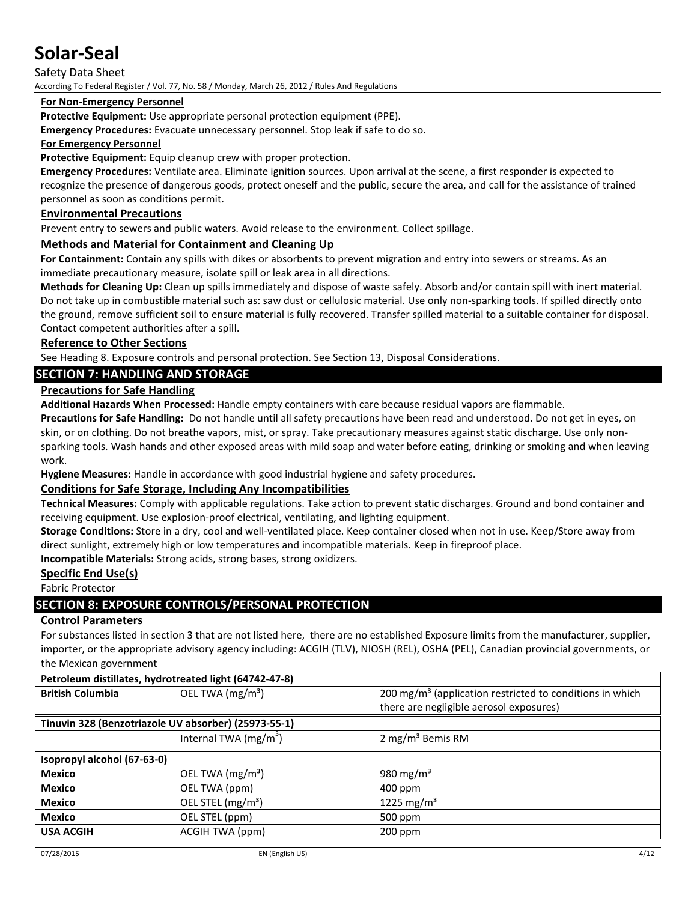**For Non-Emergency Personnel**

**Protective Equipment:** Use appropriate personal protection equipment (PPE).

**Emergency Procedures:** Evacuate unnecessary personnel. Stop leak if safe to do so.

**For Emergency Personnel**

**Protective Equipment:** Equip cleanup crew with proper protection.

**Emergency Procedures:** Ventilate area. Eliminate ignition sources. Upon arrival at the scene, a first responder is expected to recognize the presence of dangerous goods, protect oneself and the public, secure the area, and call for the assistance of trained personnel as soon as conditions permit.

### Environmental Precautions

Prevent entry to sewers and public waters. Avoid release to the environment. Collect spillage.

### Methods and Material for Containment and Cleaning Up

**For Containment:** Contain any spills with dikes or absorbents to prevent migration and entry into sewers or streams. As an immediate precautionary measure, isolate spill or leak area in all directions.

**Methods for Cleaning Up:** Clean up spills immediately and dispose of waste safely. Absorb and/or contain spill with inert material. Do not take up in combustible material such as: saw dust or cellulosic material. Use only non-sparking tools. If spilled directly onto the ground, remove sufficient soil to ensure material is fully recovered. Transfer spilled material to a suitable container for disposal. Contact competent authorities after a spill.

### Reference to Other Sections

See Heading 8. Exposure controls and personal protection. See Section 13, Disposal Considerations.

## SECTION 7: HANDLING AND STORAGE

### Precautions for Safe Handling

**Additional Hazards When Processed:** Handle empty containers with care because residual vapors are flammable.

**Precautions for Safe Handling:** Do not handle until all safety precautions have been read and understood. Do not get in eyes, on skin, or on clothing. Do not breathe vapors, mist, or spray. Take precautionary measures against static discharge. Use only non-sparking tools. Wash hands and other exposed areas with mild soap and water before eating, drinking or smoking and when leaving work.

**Hygiene Measures:** Handle in accordance with good industrial hygiene and safety procedures.

### Conditions for Safe Storage, Including Any Incompatibilities

**Technical Measures:** Comply with applicable regulations. Take action to prevent static discharges. Ground and bond container and receiving equipment. Use explosion-proof electrical, ventilating, and lighting equipment.

**Storage Conditions:** Store in a dry, cool and well-ventilated place. Keep container closed when not in use. Keep/Store away from direct sunlight, extremely high or low temperatures and incompatible materials. Keep in fireproof place.

**Incompatible Materials:** Strong acids, strong bases, strong oxidizers.

### Specific End Use(s)

Fabric Protector

## SECTION 8: EXPOSURE CONTROLS/PERSONAL PROTECTION

### Control Parameters

For substances listed in section 3 that are not listed here, there are no established Exposure limits from the manufacturer, supplier, importer, or the appropriate advisory agency including: ACGIH (TLV), NIOSH (REL), OSHA (PEL), Canadian provincial governments, or the Mexican government

| **Petroleum distillates, hydrotreated light (64742-47-8)** | | |
|---|---|---|
| **British Columbia** | OEL TWA ($mg/m^3$) | 200 $mg/m^3$ (application restricted to conditions in which there are negligible aerosol exposures) |
| **Tinuvin 328 (Benzotriazole UV absorber) (25973-55-1)** | | |
| | Internal TWA ($mg/m^3$) | 2 $mg/m^3$ Bemis RM |
| **Isopropyl alcohol (67-63-0)** | | |
| **Mexico** | OEL TWA ($mg/m^3$) | 980 $mg/m^3$ |
| **Mexico** | OEL TWA (ppm) | 400 ppm |
| **Mexico** | OEL STEL ($mg/m^3$) | 1225 $mg/m^3$ |
| **Mexico** | OEL STEL (ppm) | 500 ppm |
| **USA ACGIH** | ACGIH TWA (ppm) | 200 ppm |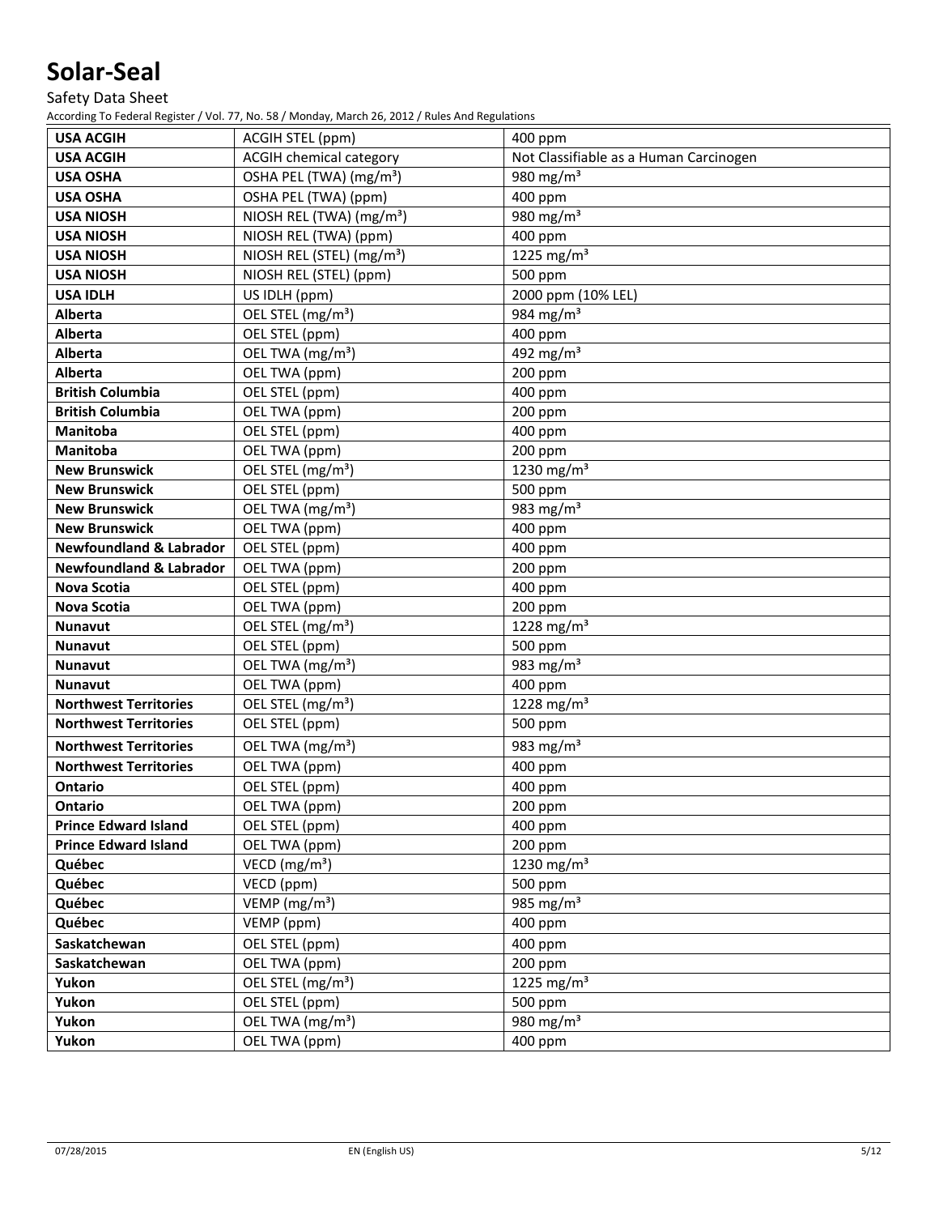| USA ACGIH | ACGIH STEL (ppm) | 400 ppm |
|---|---|---|
| **USA ACGIH** | ACGIH chemical category | Not Classifiable as a Human Carcinogen |
| **USA OSHA** | OSHA PEL (TWA) (mg/m³) | 980 mg/m³ |
| **USA OSHA** | OSHA PEL (TWA) (ppm) | 400 ppm |
| **USA NIOSH** | NIOSH REL (TWA) (mg/m³) | 980 mg/m³ |
| **USA NIOSH** | NIOSH REL (TWA) (ppm) | 400 ppm |
| **USA NIOSH** | NIOSH REL (STEL) (mg/m³) | 1225 mg/m³ |
| **USA NIOSH** | NIOSH REL (STEL) (ppm) | 500 ppm |
| **USA IDLH** | US IDLH (ppm) | 2000 ppm (10% LEL) |
| **Alberta** | OEL STEL (mg/m³) | 984 mg/m³ |
| **Alberta** | OEL STEL (ppm) | 400 ppm |
| **Alberta** | OEL TWA (mg/m³) | 492 mg/m³ |
| **Alberta** | OEL TWA (ppm) | 200 ppm |
| **British Columbia** | OEL STEL (ppm) | 400 ppm |
| **British Columbia** | OEL TWA (ppm) | 200 ppm |
| **Manitoba** | OEL STEL (ppm) | 400 ppm |
| **Manitoba** | OEL TWA (ppm) | 200 ppm |
| **New Brunswick** | OEL STEL (mg/m³) | 1230 mg/m³ |
| **New Brunswick** | OEL STEL (ppm) | 500 ppm |
| **New Brunswick** | OEL TWA (mg/m³) | 983 mg/m³ |
| **New Brunswick** | OEL TWA (ppm) | 400 ppm |
| **Newfoundland & Labrador** | OEL STEL (ppm) | 400 ppm |
| **Newfoundland & Labrador** | OEL TWA (ppm) | 200 ppm |
| **Nova Scotia** | OEL STEL (ppm) | 400 ppm |
| **Nova Scotia** | OEL TWA (ppm) | 200 ppm |
| **Nunavut** | OEL STEL (mg/m³) | 1228 mg/m³ |
| **Nunavut** | OEL STEL (ppm) | 500 ppm |
| **Nunavut** | OEL TWA (mg/m³) | 983 mg/m³ |
| **Nunavut** | OEL TWA (ppm) | 400 ppm |
| **Northwest Territories** | OEL STEL (mg/m³) | 1228 mg/m³ |
| **Northwest Territories** | OEL STEL (ppm) | 500 ppm |
| **Northwest Territories** | OEL TWA (mg/m³) | 983 mg/m³ |
| **Northwest Territories** | OEL TWA (ppm) | 400 ppm |
| **Ontario** | OEL STEL (ppm) | 400 ppm |
| **Ontario** | OEL TWA (ppm) | 200 ppm |
| **Prince Edward Island** | OEL STEL (ppm) | 400 ppm |
| **Prince Edward Island** | OEL TWA (ppm) | 200 ppm |
| **Québec** | VECD (mg/m³) | 1230 mg/m³ |
| **Québec** | VECD (ppm) | 500 ppm |
| **Québec** | VEMP (mg/m³) | 985 mg/m³ |
| **Québec** | VEMP (ppm) | 400 ppm |
| **Saskatchewan** | OEL STEL (ppm) | 400 ppm |
| **Saskatchewan** | OEL TWA (ppm) | 200 ppm |
| **Yukon** | OEL STEL (mg/m³) | 1225 mg/m³ |
| **Yukon** | OEL STEL (ppm) | 500 ppm |
| **Yukon** | OEL TWA (mg/m³) | 980 mg/m³ |
| **Yukon** | OEL TWA (ppm) | 400 ppm |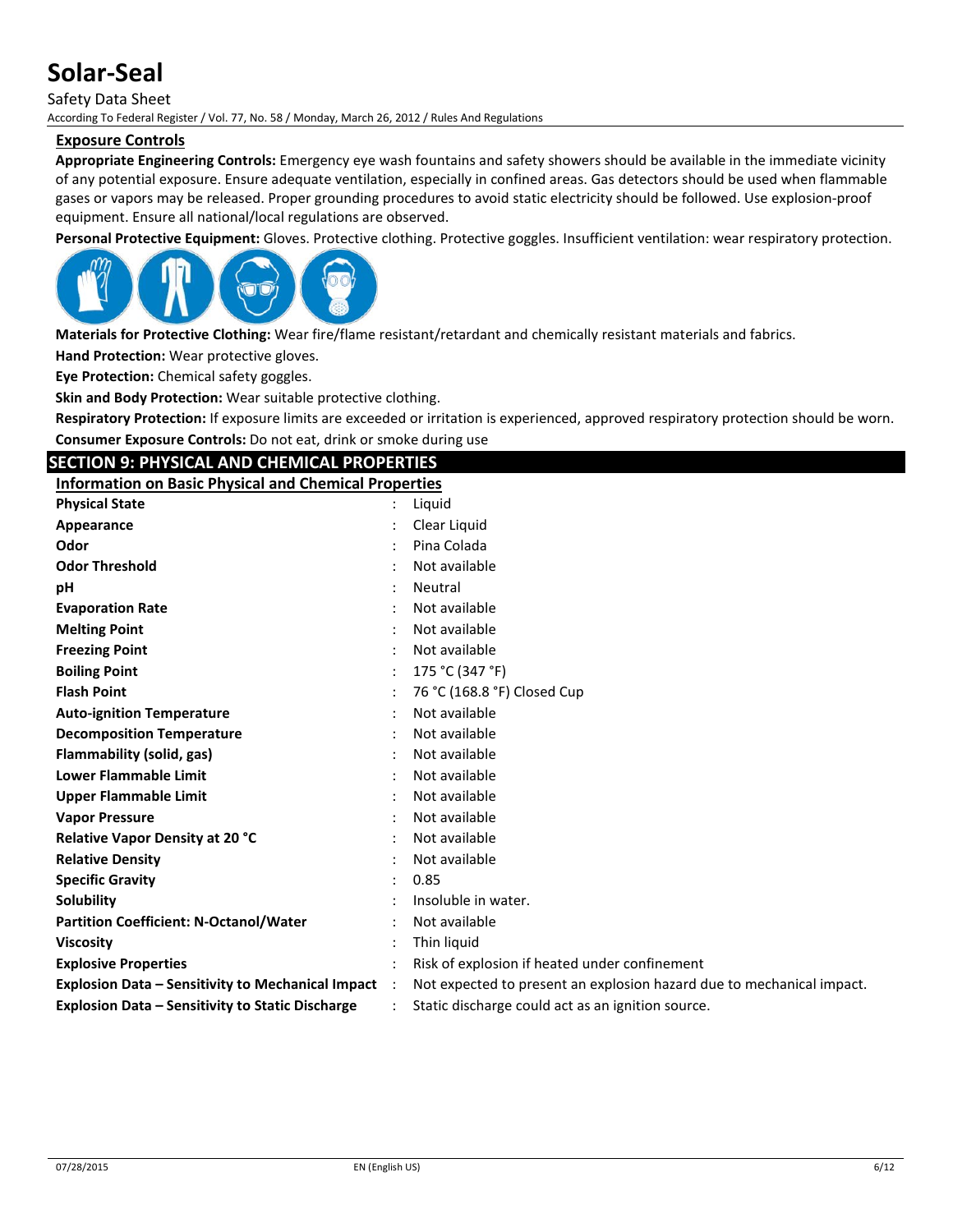### Exposure Controls

**Appropriate Engineering Controls:** Emergency eye wash fountains and safety showers should be available in the immediate vicinity of any potential exposure. Ensure adequate ventilation, especially in confined areas. Gas detectors should be used when flammable gases or vapors may be released. Proper grounding procedures to avoid static electricity should be followed. Use explosion-proof equipment. Ensure all national/local regulations are observed.

**Personal Protective Equipment:** Gloves. Protective clothing. Protective goggles. Insufficient ventilation: wear respiratory protection.

**Materials for Protective Clothing:** Wear fire/flame resistant/retardant and chemically resistant materials and fabrics.

**Hand Protection:** Wear protective gloves.

**Eye Protection:** Chemical safety goggles.

**Skin and Body Protection:** Wear suitable protective clothing.

**Respiratory Protection:** If exposure limits are exceeded or irritation is experienced, approved respiratory protection should be worn.

**Consumer Exposure Controls:** Do not eat, drink or smoke during use

## SECTION 9: PHYSICAL AND CHEMICAL PROPERTIES

### Information on Basic Physical and Chemical Properties

| Property | Value |
|---|---|
| **Physical State** | Liquid |
| **Appearance** | Clear Liquid |
| **Odor** | Pina Colada |
| **Odor Threshold** | Not available |
| **pH** | Neutral |
| **Evaporation Rate** | Not available |
| **Melting Point** | Not available |
| **Freezing Point** | Not available |
| **Boiling Point** | 175 °C (347 °F) |
| **Flash Point** | 76 °C (168.8 °F) Closed Cup |
| **Auto-ignition Temperature** | Not available |
| **Decomposition Temperature** | Not available |
| **Flammability (solid, gas)** | Not available |
| **Lower Flammable Limit** | Not available |
| **Upper Flammable Limit** | Not available |
| **Vapor Pressure** | Not available |
| **Relative Vapor Density at 20 °C** | Not available |
| **Relative Density** | Not available |
| **Specific Gravity** | 0.85 |
| **Solubility** | Insoluble in water. |
| **Partition Coefficient: N-Octanol/Water** | Not available |
| **Viscosity** | Thin liquid |
| **Explosive Properties** | Risk of explosion if heated under confinement |
| **Explosion Data – Sensitivity to Mechanical Impact** | Not expected to present an explosion hazard due to mechanical impact. |
| **Explosion Data – Sensitivity to Static Discharge** | Static discharge could act as an ignition source. |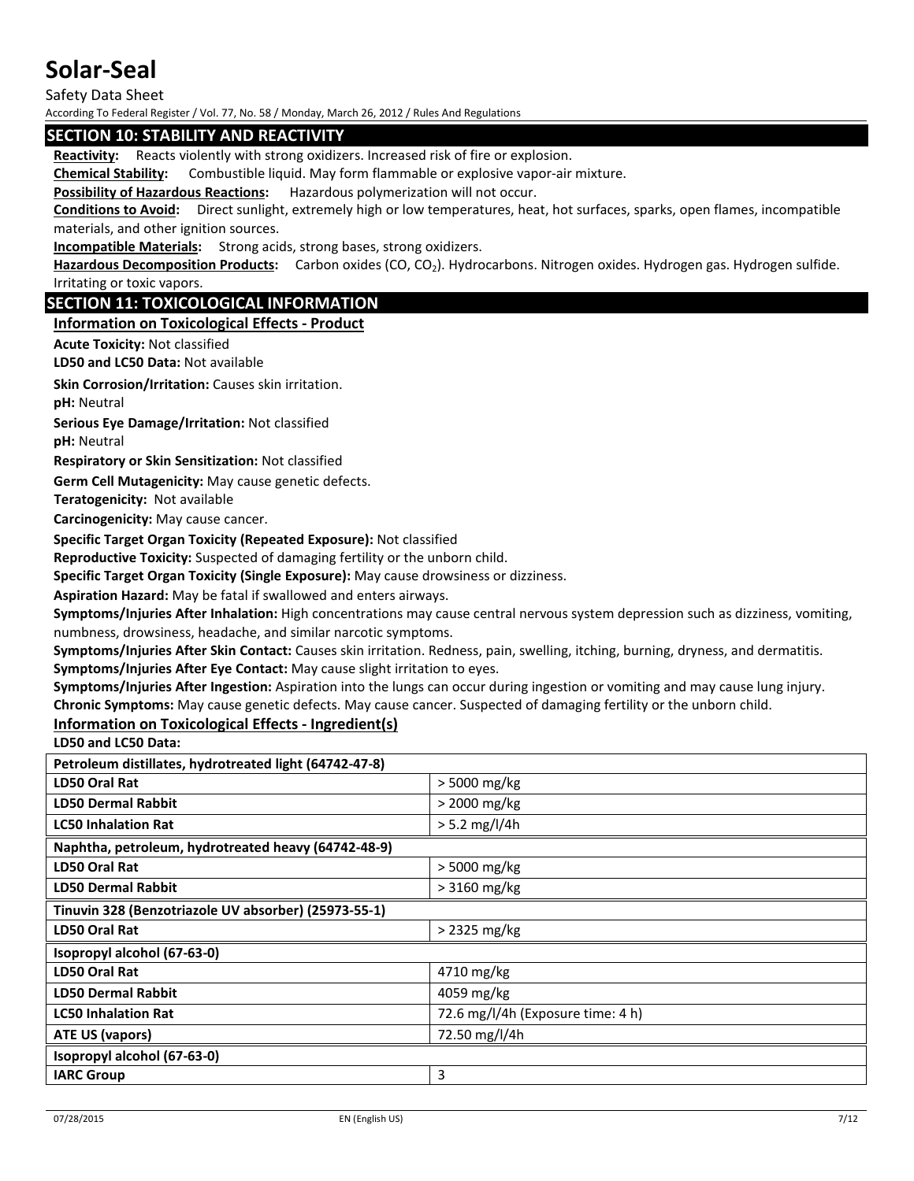## SECTION 10: STABILITY AND REACTIVITY

**Reactivity:** Reacts violently with strong oxidizers. Increased risk of fire or explosion.

**Chemical Stability:** Combustible liquid. May form flammable or explosive vapor-air mixture.

**Possibility of Hazardous Reactions:** Hazardous polymerization will not occur.

**Conditions to Avoid:** Direct sunlight, extremely high or low temperatures, heat, hot surfaces, sparks, open flames, incompatible materials, and other ignition sources.

**Incompatible Materials:** Strong acids, strong bases, strong oxidizers.

**Hazardous Decomposition Products:** Carbon oxides (CO, $CO_2$). Hydrocarbons. Nitrogen oxides. Hydrogen gas. Hydrogen sulfide. Irritating or toxic vapors.

## SECTION 11: TOXICOLOGICAL INFORMATION

### Information on Toxicological Effects - Product

**Acute Toxicity:** Not classified

**LD50 and LC50 Data:** Not available

**Skin Corrosion/Irritation:** Causes skin irritation.

**pH:** Neutral

**Serious Eye Damage/Irritation:** Not classified

**pH:** Neutral

**Respiratory or Skin Sensitization:** Not classified

**Germ Cell Mutagenicity:** May cause genetic defects.

**Teratogenicity:** Not available

**Carcinogenicity:** May cause cancer.

**Specific Target Organ Toxicity (Repeated Exposure):** Not classified

**Reproductive Toxicity:** Suspected of damaging fertility or the unborn child.

**Specific Target Organ Toxicity (Single Exposure):** May cause drowsiness or dizziness.

**Aspiration Hazard:** May be fatal if swallowed and enters airways.

**Symptoms/Injuries After Inhalation:** High concentrations may cause central nervous system depression such as dizziness, vomiting, numbness, drowsiness, headache, and similar narcotic symptoms.

**Symptoms/Injuries After Skin Contact:** Causes skin irritation. Redness, pain, swelling, itching, burning, dryness, and dermatitis.

**Symptoms/Injuries After Eye Contact:** May cause slight irritation to eyes.

**Symptoms/Injuries After Ingestion:** Aspiration into the lungs can occur during ingestion or vomiting and may cause lung injury.

**Chronic Symptoms:** May cause genetic defects. May cause cancer. Suspected of damaging fertility or the unborn child.

### Information on Toxicological Effects - Ingredient(s)

**LD50 and LC50 Data:**

| **Petroleum distillates, hydrotreated light (64742-47-8)** | |
|---|---|
| **LD50 Oral Rat** | > 5000 mg/kg |
| **LD50 Dermal Rabbit** | > 2000 mg/kg |
| **LC50 Inhalation Rat** | > 5.2 mg/l/4h |
| **Naphtha, petroleum, hydrotreated heavy (64742-48-9)** | |
| **LD50 Oral Rat** | > 5000 mg/kg |
| **LD50 Dermal Rabbit** | > 3160 mg/kg |
| **Tinuvin 328 (Benzotriazole UV absorber) (25973-55-1)** | |
| **LD50 Oral Rat** | > 2325 mg/kg |
| **Isopropyl alcohol (67-63-0)** | |
| **LD50 Oral Rat** | 4710 mg/kg |
| **LD50 Dermal Rabbit** | 4059 mg/kg |
| **LC50 Inhalation Rat** | 72.6 mg/l/4h (Exposure time: 4 h) |
| **ATE US (vapors)** | 72.50 mg/l/4h |
| **Isopropyl alcohol (67-63-0)** | |
| **IARC Group** | 3 |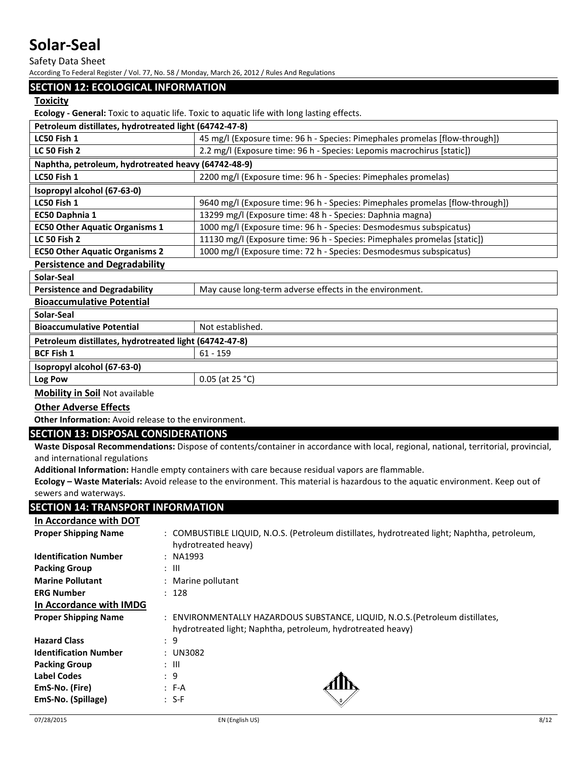## SECTION 12: ECOLOGICAL INFORMATION

### Toxicity

**Ecology - General:** Toxic to aquatic life. Toxic to aquatic life with long lasting effects.

| Petroleum distillates, hydrotreated light (64742-47-8) | |
|---|---|
| LC50 Fish 1 | 45 mg/l (Exposure time: 96 h - Species: Pimephales promelas [flow-through]) |
| LC 50 Fish 2 | 2.2 mg/l (Exposure time: 96 h - Species: Lepomis macrochirus [static]) |

| Naphtha, petroleum, hydrotreated heavy (64742-48-9) | |
|---|---|
| LC50 Fish 1 | 2200 mg/l (Exposure time: 96 h - Species: Pimephales promelas) |

| Isopropyl alcohol (67-63-0) | |
|---|---|
| LC50 Fish 1 | 9640 mg/l (Exposure time: 96 h - Species: Pimephales promelas [flow-through]) |
| EC50 Daphnia 1 | 13299 mg/l (Exposure time: 48 h - Species: Daphnia magna) |
| EC50 Other Aquatic Organisms 1 | 1000 mg/l (Exposure time: 96 h - Species: Desmodesmus subspicatus) |
| LC 50 Fish 2 | 11130 mg/l (Exposure time: 96 h - Species: Pimephales promelas [static]) |
| EC50 Other Aquatic Organisms 2 | 1000 mg/l (Exposure time: 72 h - Species: Desmodesmus subspicatus) |

### Persistence and Degradability

| Solar-Seal | |
|---|---|
| Persistence and Degradability | May cause long-term adverse effects in the environment. |

### Bioaccumulative Potential

| Solar-Seal | |
|---|---|
| Bioaccumulative Potential | Not established. |

| Petroleum distillates, hydrotreated light (64742-47-8) | |
|---|---|
| BCF Fish 1 | 61 - 159 |

| Isopropyl alcohol (67-63-0) | |
|---|---|
| Log Pow | 0.05 (at 25 °C) |

**Mobility in Soil** Not available

### Other Adverse Effects

**Other Information:** Avoid release to the environment.

## SECTION 13: DISPOSAL CONSIDERATIONS

**Waste Disposal Recommendations:** Dispose of contents/container in accordance with local, regional, national, territorial, provincial, and international regulations

**Additional Information:** Handle empty containers with care because residual vapors are flammable.

**Ecology – Waste Materials:** Avoid release to the environment. This material is hazardous to the aquatic environment. Keep out of sewers and waterways.

## SECTION 14: TRANSPORT INFORMATION

### In Accordance with DOT

**Proper Shipping Name** : COMBUSTIBLE LIQUID, N.O.S. (Petroleum distillates, hydrotreated light; Naphtha, petroleum, hydrotreated heavy)

**Identification Number** : NA1993

**Packing Group** : III

**Marine Pollutant** : Marine pollutant

**ERG Number** : 128

### In Accordance with IMDG

**Proper Shipping Name** : ENVIRONMENTALLY HAZARDOUS SUBSTANCE, LIQUID, N.O.S.(Petroleum distillates, hydrotreated light; Naphtha, petroleum, hydrotreated heavy)

**Hazard Class** : 9

**Identification Number** : UN3082

**Packing Group** : III

**Label Codes** : 9

**EmS-No. (Fire)** : F-A

**EmS-No. (Spillage)** : S-F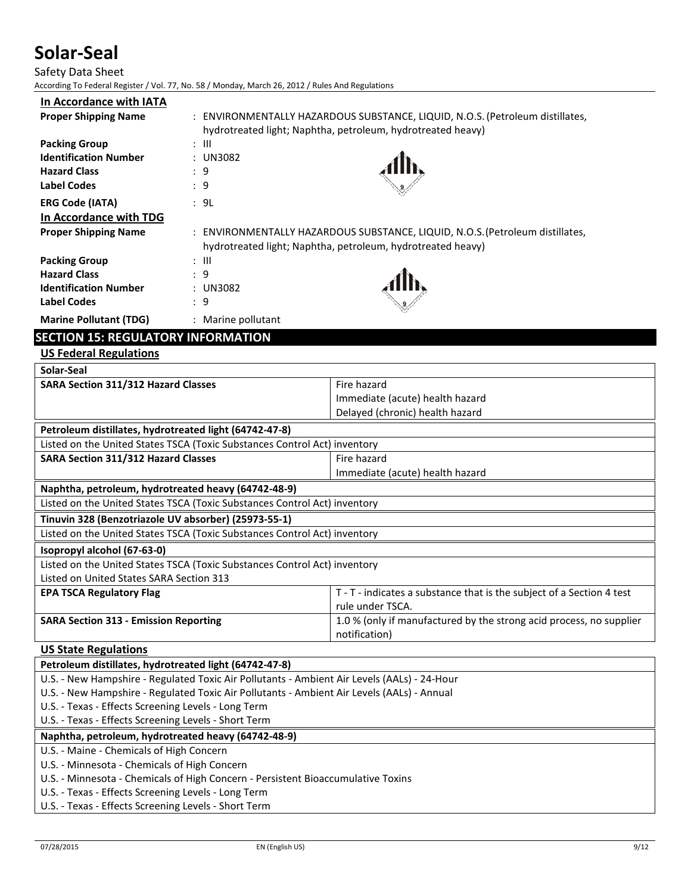**In Accordance with IATA**

| | |
|---|---|
| **Proper Shipping Name** | : ENVIRONMENTALLY HAZARDOUS SUBSTANCE, LIQUID, N.O.S. (Petroleum distillates, hydrotreated light; Naphtha, petroleum, hydrotreated heavy) |
| **Packing Group** | : III |
| **Identification Number** | : UN3082 |
| **Hazard Class** | : 9 |
| **Label Codes** | : 9 |
| **ERG Code (IATA)** | : 9L |

**In Accordance with TDG**

| | |
|---|---|
| **Proper Shipping Name** | : ENVIRONMENTALLY HAZARDOUS SUBSTANCE, LIQUID, N.O.S. (Petroleum distillates, hydrotreated light; Naphtha, petroleum, hydrotreated heavy) |
| **Packing Group** | : III |
| **Hazard Class** | : 9 |
| **Identification Number** | : UN3082 |
| **Label Codes** | : 9 |
| **Marine Pollutant (TDG)** | : Marine pollutant |

## SECTION 15: REGULATORY INFORMATION

### US Federal Regulations

| **Solar-Seal** | |
|---|---|
| **SARA Section 311/312 Hazard Classes** | Fire hazard<br>Immediate (acute) health hazard<br>Delayed (chronic) health hazard |

| **Petroleum distillates, hydrotreated light (64742-47-8)** | |
|---|---|
| Listed on the United States TSCA (Toxic Substances Control Act) inventory | |
| **SARA Section 311/312 Hazard Classes** | Fire hazard<br>Immediate (acute) health hazard |

| **Naphtha, petroleum, hydrotreated heavy (64742-48-9)** |
|---|
| Listed on the United States TSCA (Toxic Substances Control Act) inventory |

| **Tinuvin 328 (Benzotriazole UV absorber) (25973-55-1)** |
|---|
| Listed on the United States TSCA (Toxic Substances Control Act) inventory |

| **Isopropyl alcohol (67-63-0)** | |
|---|---|
| Listed on the United States TSCA (Toxic Substances Control Act) inventory<br>Listed on United States SARA Section 313 | |
| **EPA TSCA Regulatory Flag** | T - T - indicates a substance that is the subject of a Section 4 test rule under TSCA. |
| **SARA Section 313 - Emission Reporting** | 1.0 % (only if manufactured by the strong acid process, no supplier notification) |

### US State Regulations

| **Petroleum distillates, hydrotreated light (64742-47-8)** |
|---|
| U.S. - New Hampshire - Regulated Toxic Air Pollutants - Ambient Air Levels (AALs) - 24-Hour |
| U.S. - New Hampshire - Regulated Toxic Air Pollutants - Ambient Air Levels (AALs) - Annual |
| U.S. - Texas - Effects Screening Levels - Long Term |
| U.S. - Texas - Effects Screening Levels - Short Term |

| **Naphtha, petroleum, hydrotreated heavy (64742-48-9)** |
|---|
| U.S. - Maine - Chemicals of High Concern |
| U.S. - Minnesota - Chemicals of High Concern |
| U.S. - Minnesota - Chemicals of High Concern - Persistent Bioaccumulative Toxins |
| U.S. - Texas - Effects Screening Levels - Long Term |
| U.S. - Texas - Effects Screening Levels - Short Term |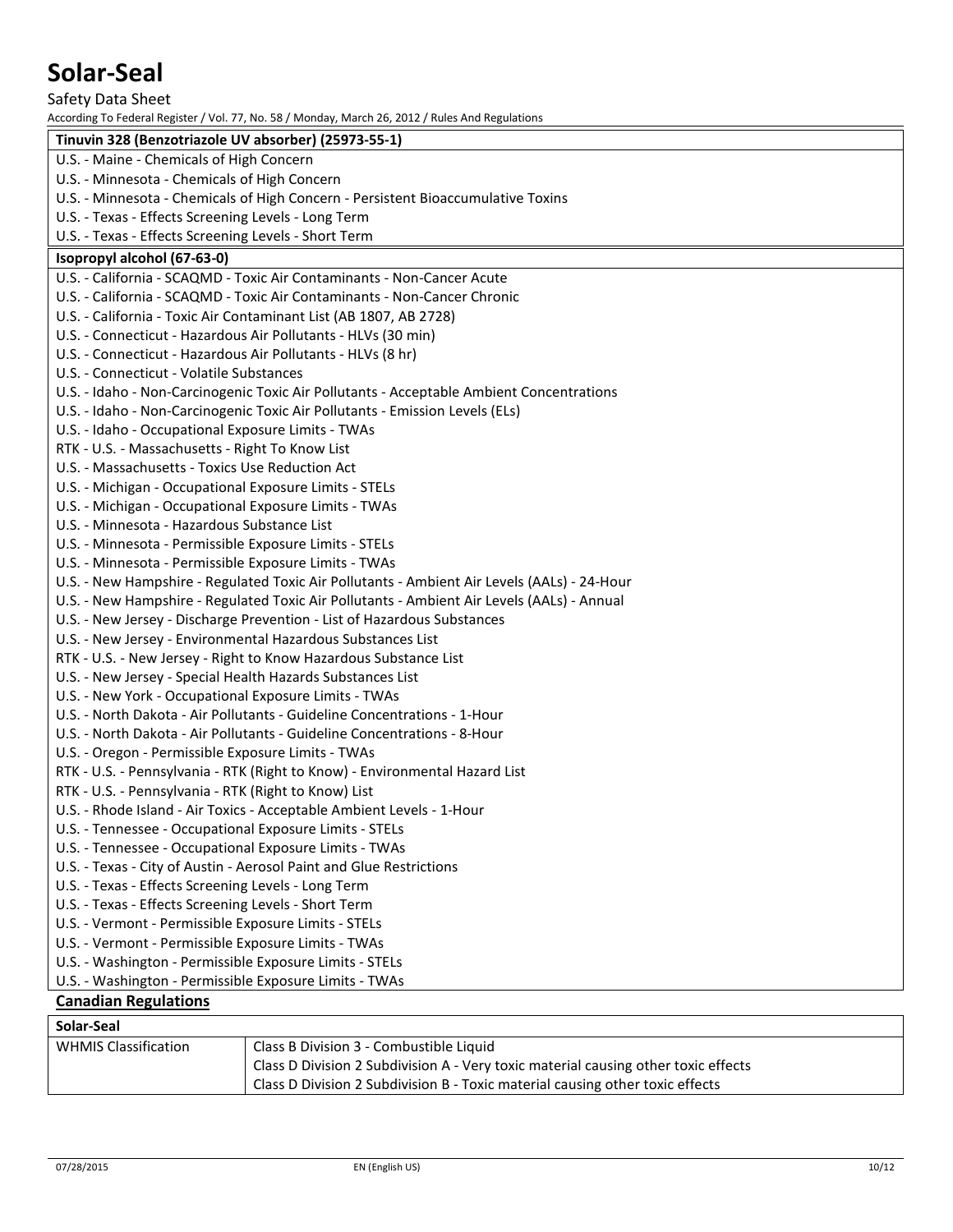| Tinuvin 328 (Benzotriazole UV absorber) (25973-55-1) |
|---|
| U.S. - Maine - Chemicals of High Concern |
| U.S. - Minnesota - Chemicals of High Concern |
| U.S. - Minnesota - Chemicals of High Concern - Persistent Bioaccumulative Toxins |
| U.S. - Texas - Effects Screening Levels - Long Term |
| U.S. - Texas - Effects Screening Levels - Short Term |

| Isopropyl alcohol (67-63-0) |
|---|
| U.S. - California - SCAQMD - Toxic Air Contaminants - Non-Cancer Acute |
| U.S. - California - SCAQMD - Toxic Air Contaminants - Non-Cancer Chronic |
| U.S. - California - Toxic Air Contaminant List (AB 1807, AB 2728) |
| U.S. - Connecticut - Hazardous Air Pollutants - HLVs (30 min) |
| U.S. - Connecticut - Hazardous Air Pollutants - HLVs (8 hr) |
| U.S. - Connecticut - Volatile Substances |
| U.S. - Idaho - Non-Carcinogenic Toxic Air Pollutants - Acceptable Ambient Concentrations |
| U.S. - Idaho - Non-Carcinogenic Toxic Air Pollutants - Emission Levels (ELs) |
| U.S. - Idaho - Occupational Exposure Limits - TWAs |
| RTK - U.S. - Massachusetts - Right To Know List |
| U.S. - Massachusetts - Toxics Use Reduction Act |
| U.S. - Michigan - Occupational Exposure Limits - STELs |
| U.S. - Michigan - Occupational Exposure Limits - TWAs |
| U.S. - Minnesota - Hazardous Substance List |
| U.S. - Minnesota - Permissible Exposure Limits - STELs |
| U.S. - Minnesota - Permissible Exposure Limits - TWAs |
| U.S. - New Hampshire - Regulated Toxic Air Pollutants - Ambient Air Levels (AALs) - 24-Hour |
| U.S. - New Hampshire - Regulated Toxic Air Pollutants - Ambient Air Levels (AALs) - Annual |
| U.S. - New Jersey - Discharge Prevention - List of Hazardous Substances |
| U.S. - New Jersey - Environmental Hazardous Substances List |
| RTK - U.S. - New Jersey - Right to Know Hazardous Substance List |
| U.S. - New Jersey - Special Health Hazards Substances List |
| U.S. - New York - Occupational Exposure Limits - TWAs |
| U.S. - North Dakota - Air Pollutants - Guideline Concentrations - 1-Hour |
| U.S. - North Dakota - Air Pollutants - Guideline Concentrations - 8-Hour |
| U.S. - Oregon - Permissible Exposure Limits - TWAs |
| RTK - U.S. - Pennsylvania - RTK (Right to Know) - Environmental Hazard List |
| RTK - U.S. - Pennsylvania - RTK (Right to Know) List |
| U.S. - Rhode Island - Air Toxics - Acceptable Ambient Levels - 1-Hour |
| U.S. - Tennessee - Occupational Exposure Limits - STELs |
| U.S. - Tennessee - Occupational Exposure Limits - TWAs |
| U.S. - Texas - City of Austin - Aerosol Paint and Glue Restrictions |
| U.S. - Texas - Effects Screening Levels - Long Term |
| U.S. - Texas - Effects Screening Levels - Short Term |
| U.S. - Vermont - Permissible Exposure Limits - STELs |
| U.S. - Vermont - Permissible Exposure Limits - TWAs |
| U.S. - Washington - Permissible Exposure Limits - STELs |
| U.S. - Washington - Permissible Exposure Limits - TWAs |

## Canadian Regulations

| Solar-Seal | |
|---|---|
| WHMIS Classification | Class B Division 3 - Combustible Liquid<br>Class D Division 2 Subdivision A - Very toxic material causing other toxic effects<br>Class D Division 2 Subdivision B - Toxic material causing other toxic effects |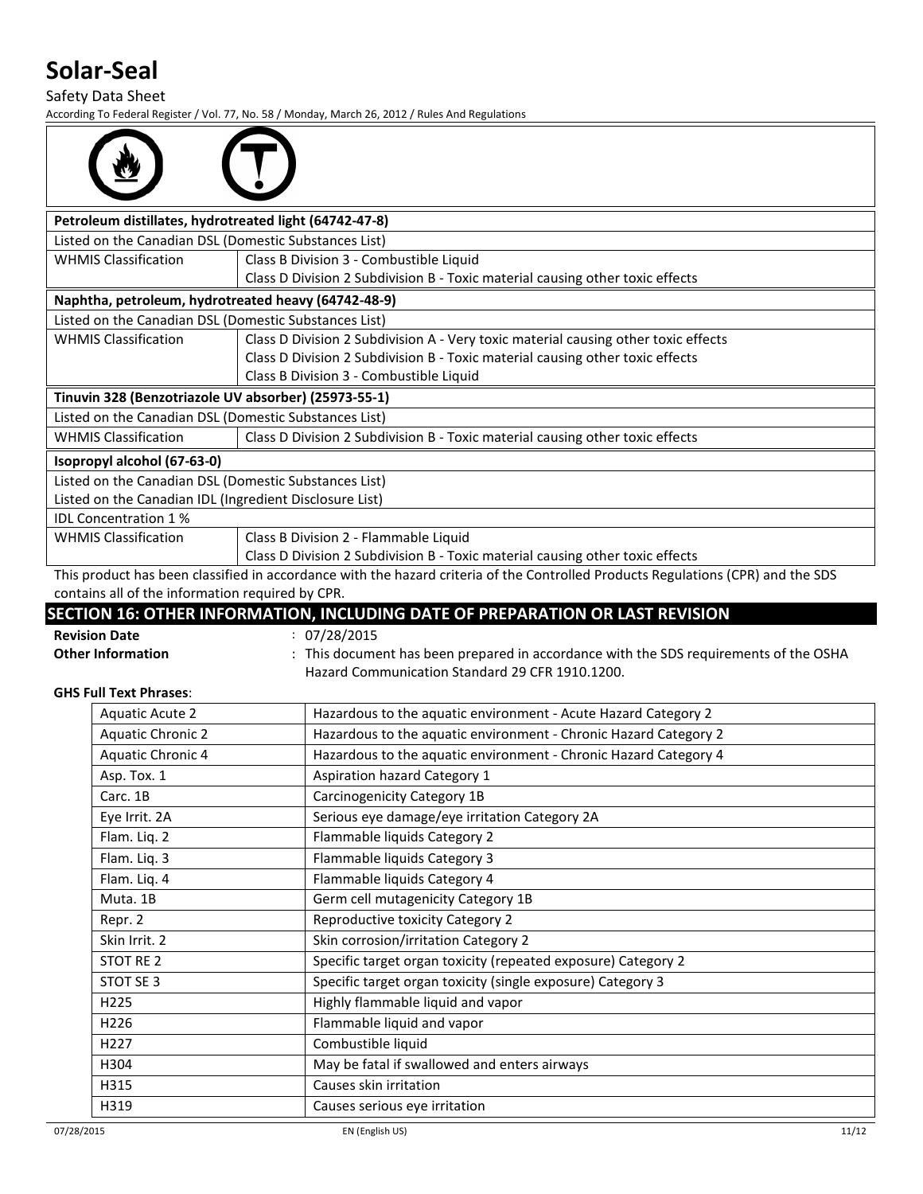| Petroleum distillates, hydrotreated light (64742-47-8) | |
|---|---|
| Listed on the Canadian DSL (Domestic Substances List) | |
| WHMIS Classification | Class B Division 3 - Combustible Liquid<br>Class D Division 2 Subdivision B - Toxic material causing other toxic effects |

| Naphtha, petroleum, hydrotreated heavy (64742-48-9) | |
|---|---|
| Listed on the Canadian DSL (Domestic Substances List) | |
| WHMIS Classification | Class D Division 2 Subdivision A - Very toxic material causing other toxic effects<br>Class D Division 2 Subdivision B - Toxic material causing other toxic effects<br>Class B Division 3 - Combustible Liquid |

| Tinuvin 328 (Benzotriazole UV absorber) (25973-55-1) | |
|---|---|
| Listed on the Canadian DSL (Domestic Substances List) | |
| WHMIS Classification | Class D Division 2 Subdivision B - Toxic material causing other toxic effects |

| Isopropyl alcohol (67-63-0) | |
|---|---|
| Listed on the Canadian DSL (Domestic Substances List) | |
| Listed on the Canadian IDL (Ingredient Disclosure List) | |
| IDL Concentration 1 % | |
| WHMIS Classification | Class B Division 2 - Flammable Liquid<br>Class D Division 2 Subdivision B - Toxic material causing other toxic effects |

This product has been classified in accordance with the hazard criteria of the Controlled Products Regulations (CPR) and the SDS contains all of the information required by CPR.

## SECTION 16: OTHER INFORMATION, INCLUDING DATE OF PREPARATION OR LAST REVISION

**Revision Date** : 07/28/2015

**Other Information** : This document has been prepared in accordance with the SDS requirements of the OSHA Hazard Communication Standard 29 CFR 1910.1200.

**GHS Full Text Phrases**:

| | |
|---|---|
| Aquatic Acute 2 | Hazardous to the aquatic environment - Acute Hazard Category 2 |
| Aquatic Chronic 2 | Hazardous to the aquatic environment - Chronic Hazard Category 2 |
| Aquatic Chronic 4 | Hazardous to the aquatic environment - Chronic Hazard Category 4 |
| Asp. Tox. 1 | Aspiration hazard Category 1 |
| Carc. 1B | Carcinogenicity Category 1B |
| Eye Irrit. 2A | Serious eye damage/eye irritation Category 2A |
| Flam. Liq. 2 | Flammable liquids Category 2 |
| Flam. Liq. 3 | Flammable liquids Category 3 |
| Flam. Liq. 4 | Flammable liquids Category 4 |
| Muta. 1B | Germ cell mutagenicity Category 1B |
| Repr. 2 | Reproductive toxicity Category 2 |
| Skin Irrit. 2 | Skin corrosion/irritation Category 2 |
| STOT RE 2 | Specific target organ toxicity (repeated exposure) Category 2 |
| STOT SE 3 | Specific target organ toxicity (single exposure) Category 3 |
| H225 | Highly flammable liquid and vapor |
| H226 | Flammable liquid and vapor |
| H227 | Combustible liquid |
| H304 | May be fatal if swallowed and enters airways |
| H315 | Causes skin irritation |
| H319 | Causes serious eye irritation |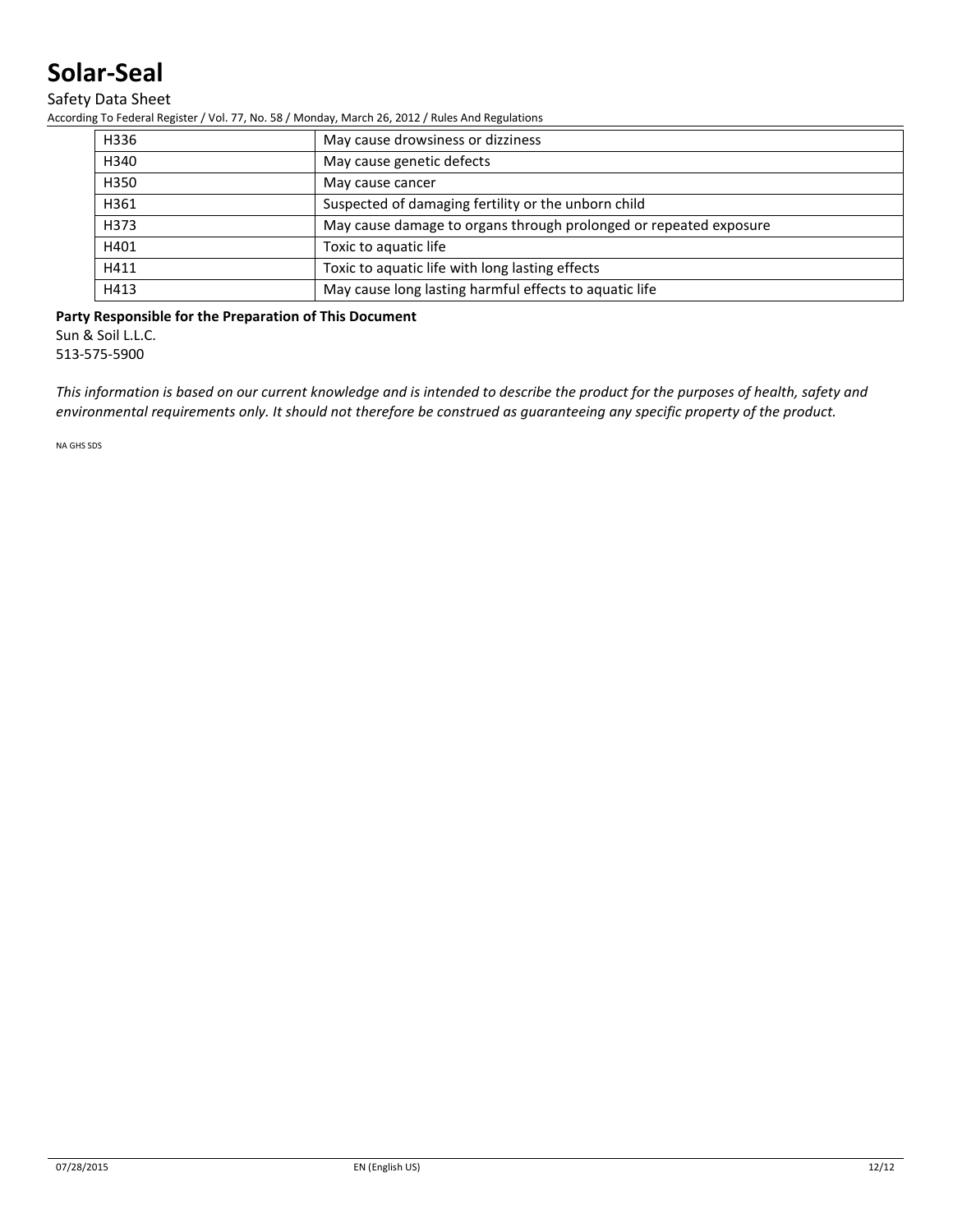| | |
|---|---|
| H336 | May cause drowsiness or dizziness |
| H340 | May cause genetic defects |
| H350 | May cause cancer |
| H361 | Suspected of damaging fertility or the unborn child |
| H373 | May cause damage to organs through prolonged or repeated exposure |
| H401 | Toxic to aquatic life |
| H411 | Toxic to aquatic life with long lasting effects |
| H413 | May cause long lasting harmful effects to aquatic life |

**Party Responsible for the Preparation of This Document**
Sun & Soil L.L.C.
513-575-5900

*This information is based on our current knowledge and is intended to describe the product for the purposes of health, safety and environmental requirements only. It should not therefore be construed as guaranteeing any specific property of the product.*

NA GHS SDS